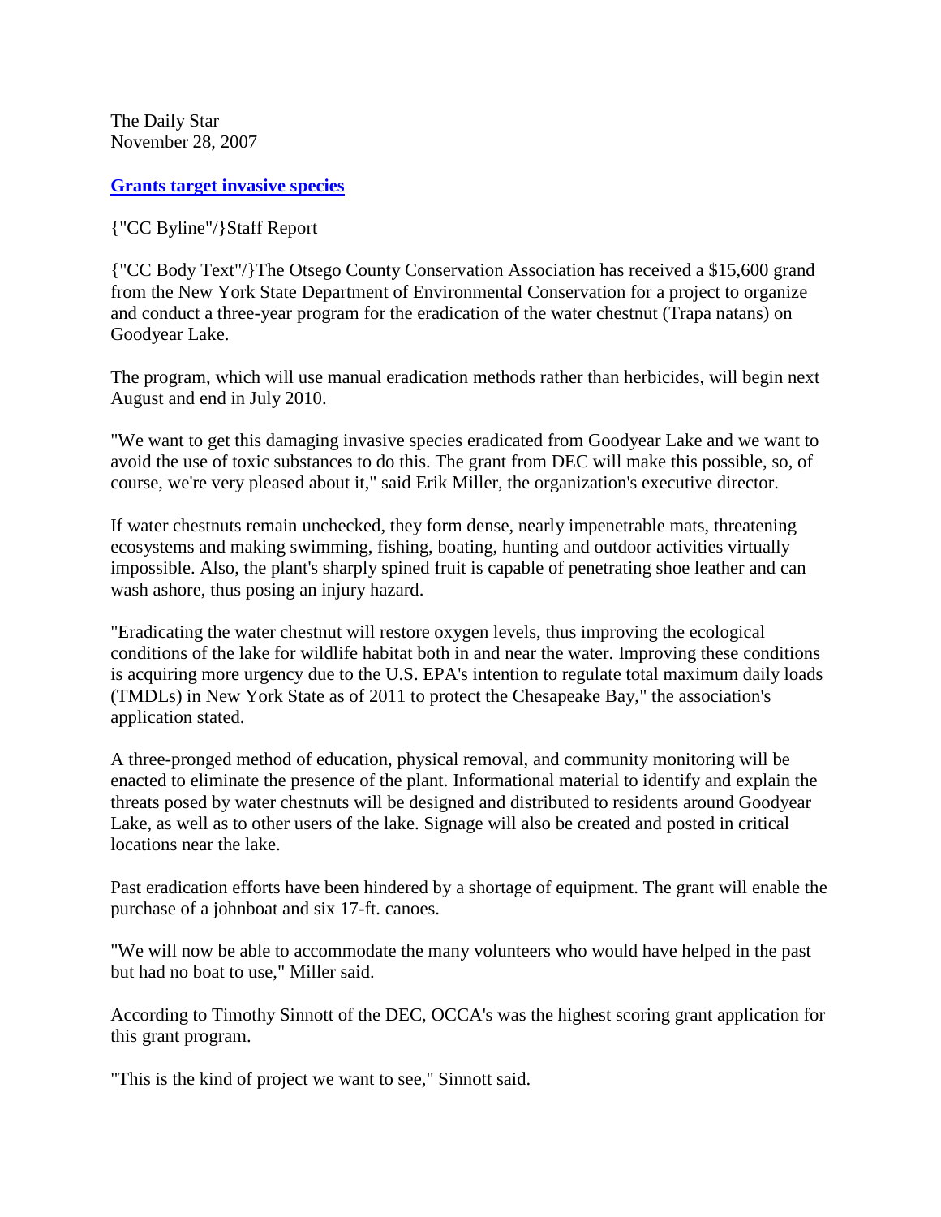The Daily Star
November 28, 2007

## Grants target invasive species

{"CC Byline"/}Staff Report

{"CC Body Text"/}The Otsego County Conservation Association has received a $15,600 grand from the New York State Department of Environmental Conservation for a project to organize and conduct a three-year program for the eradication of the water chestnut (Trapa natans) on Goodyear Lake.

The program, which will use manual eradication methods rather than herbicides, will begin next August and end in July 2010.

"We want to get this damaging invasive species eradicated from Goodyear Lake and we want to avoid the use of toxic substances to do this. The grant from DEC will make this possible, so, of course, we're very pleased about it," said Erik Miller, the organization's executive director.

If water chestnuts remain unchecked, they form dense, nearly impenetrable mats, threatening ecosystems and making swimming, fishing, boating, hunting and outdoor activities virtually impossible. Also, the plant's sharply spined fruit is capable of penetrating shoe leather and can wash ashore, thus posing an injury hazard.

"Eradicating the water chestnut will restore oxygen levels, thus improving the ecological conditions of the lake for wildlife habitat both in and near the water. Improving these conditions is acquiring more urgency due to the U.S. EPA's intention to regulate total maximum daily loads (TMDLs) in New York State as of 2011 to protect the Chesapeake Bay," the association's application stated.

A three-pronged method of education, physical removal, and community monitoring will be enacted to eliminate the presence of the plant. Informational material to identify and explain the threats posed by water chestnuts will be designed and distributed to residents around Goodyear Lake, as well as to other users of the lake. Signage will also be created and posted in critical locations near the lake.

Past eradication efforts have been hindered by a shortage of equipment. The grant will enable the purchase of a johnboat and six 17-ft. canoes.

"We will now be able to accommodate the many volunteers who would have helped in the past but had no boat to use," Miller said.

According to Timothy Sinnott of the DEC, OCCA's was the highest scoring grant application for this grant program.

"This is the kind of project we want to see," Sinnott said.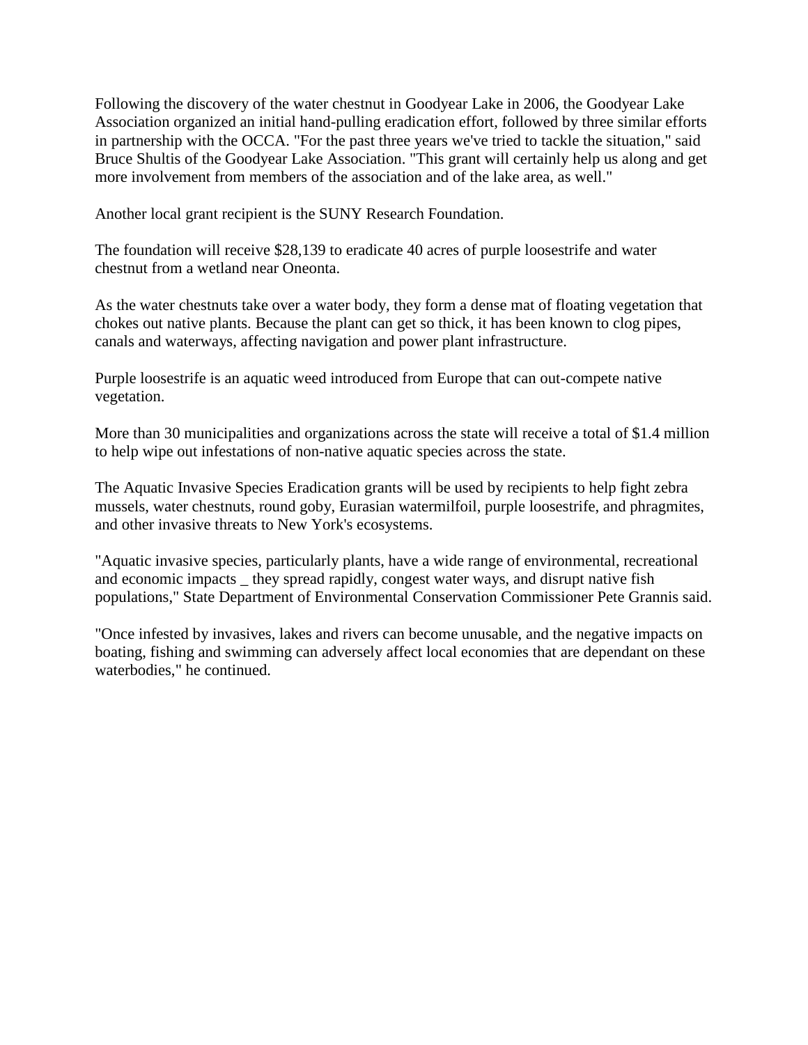Following the discovery of the water chestnut in Goodyear Lake in 2006, the Goodyear Lake Association organized an initial hand-pulling eradication effort, followed by three similar efforts in partnership with the OCCA. "For the past three years we've tried to tackle the situation," said Bruce Shultis of the Goodyear Lake Association. "This grant will certainly help us along and get more involvement from members of the association and of the lake area, as well."

Another local grant recipient is the SUNY Research Foundation.

The foundation will receive $28,139 to eradicate 40 acres of purple loosestrife and water chestnut from a wetland near Oneonta.

As the water chestnuts take over a water body, they form a dense mat of floating vegetation that chokes out native plants. Because the plant can get so thick, it has been known to clog pipes, canals and waterways, affecting navigation and power plant infrastructure.

Purple loosestrife is an aquatic weed introduced from Europe that can out-compete native vegetation.

More than 30 municipalities and organizations across the state will receive a total of $1.4 million to help wipe out infestations of non-native aquatic species across the state.

The Aquatic Invasive Species Eradication grants will be used by recipients to help fight zebra mussels, water chestnuts, round goby, Eurasian watermilfoil, purple loosestrife, and phragmites, and other invasive threats to New York's ecosystems.

"Aquatic invasive species, particularly plants, have a wide range of environmental, recreational and economic impacts _ they spread rapidly, congest water ways, and disrupt native fish populations," State Department of Environmental Conservation Commissioner Pete Grannis said.

"Once infested by invasives, lakes and rivers can become unusable, and the negative impacts on boating, fishing and swimming can adversely affect local economies that are dependant on these waterbodies," he continued.